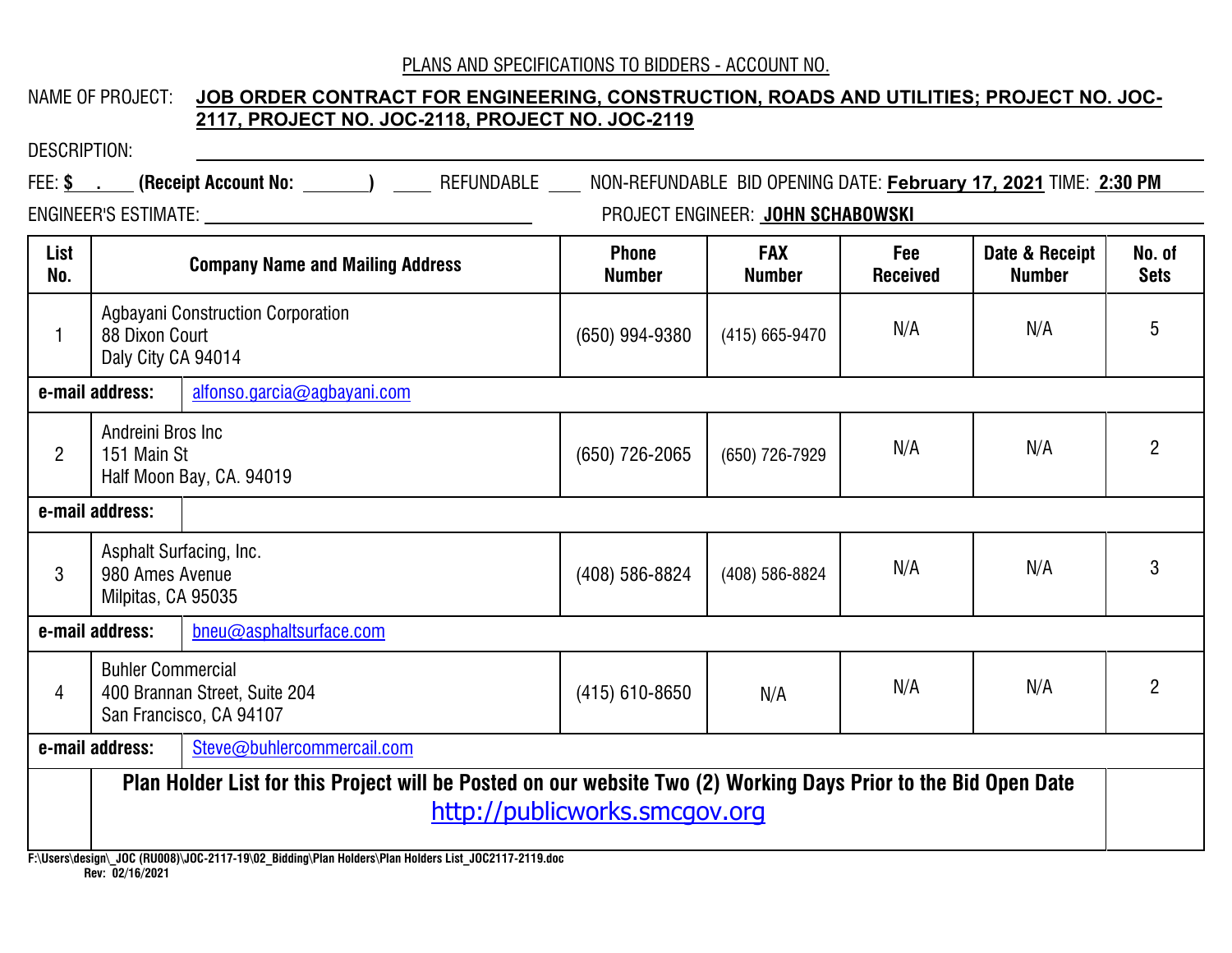PLANS AND SPECIFICATIONS TO BIDDERS - ACCOUNT NO.

NAME OF PROJECT: **JOB ORDER CONTRACT FOR ENGINEERING, CONSTRUCTION, ROADS AND UTILITIES; PROJECT NO. JOC-2117, PROJECT NO. JOC-2118, PROJECT NO. JOC-2119**

DESCRIPTION:

FEE: **$ .** **(Receipt Account No: )** REFUNDABLE NON-REFUNDABLE BID OPENING DATE: **February 17, 2021** TIME: **2:30 PM**

ENGINEER'S ESTIMATE: PROJECT ENGINEER: **JOHN SCHABOWSKI**

| List No. | Company Name and Mailing Address | Phone Number | FAX Number | Fee Received | Date & Receipt Number | No. of Sets |
|---|---|---|---|---|---|---|
| 1 | Agbayani Construction Corporation<br>88 Dixon Court<br>Daly City CA 94014 | (650) 994-9380 | (415) 665-9470 | N/A | N/A | 5 |
| **e-mail address:** | alfonso.garcia@agbayani.com | | | | | |
| 2 | Andreini Bros Inc<br>151 Main St<br>Half Moon Bay, CA. 94019 | (650) 726-2065 | (650) 726-7929 | N/A | N/A | 2 |
| **e-mail address:** | | | | | | |
| 3 | Asphalt Surfacing, Inc.<br>980 Ames Avenue<br>Milpitas, CA 95035 | (408) 586-8824 | (408) 586-8824 | N/A | N/A | 3 |
| **e-mail address:** | bneu@asphaltsurface.com | | | | | |
| 4 | Buhler Commercial<br>400 Brannan Street, Suite 204<br>San Francisco, CA 94107 | (415) 610-8650 | N/A | N/A | N/A | 2 |
| **e-mail address:** | Steve@buhlercommercail.com | | | | | |

**Plan Holder List for this Project will be Posted on our website Two (2) Working Days Prior to the Bid Open Date**
http://publicworks.smcgov.org

F:\Users\design\_JOC (RU008)\JOC-2117-19\02_Bidding\Plan Holders\Plan Holders List_JOC2117-2119.doc
Rev: 02/16/2021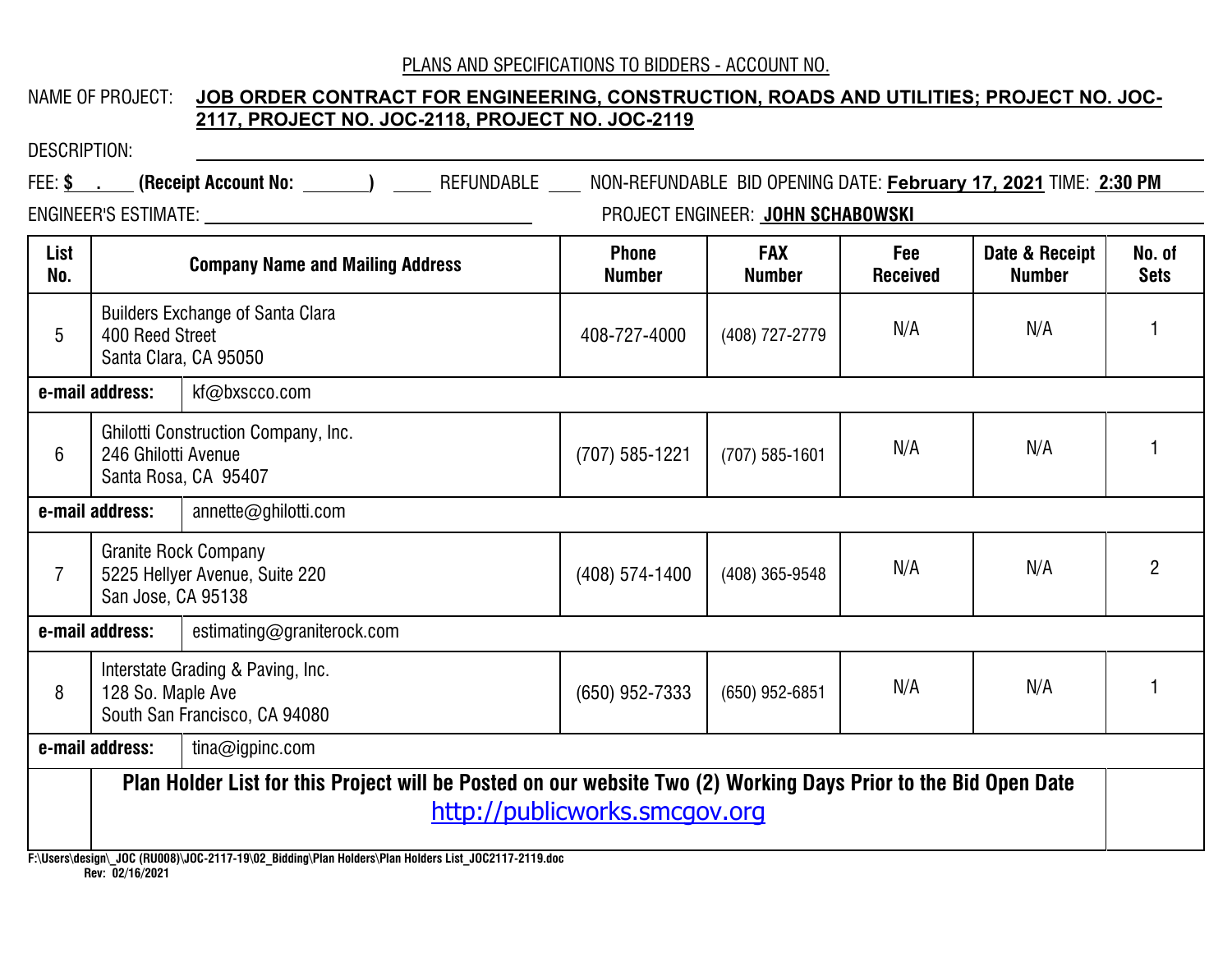PLANS AND SPECIFICATIONS TO BIDDERS - ACCOUNT NO.

NAME OF PROJECT: **JOB ORDER CONTRACT FOR ENGINEERING, CONSTRUCTION, ROADS AND UTILITIES; PROJECT NO. JOC-2117, PROJECT NO. JOC-2118, PROJECT NO. JOC-2119**

DESCRIPTION:

FEE: **$ .** **(Receipt Account No: )** ____ REFUNDABLE ____ NON-REFUNDABLE BID OPENING DATE: **February 17, 2021** TIME: **2:30 PM**

ENGINEER'S ESTIMATE: PROJECT ENGINEER: **JOHN SCHABOWSKI**

| List No. | Company Name and Mailing Address | Phone Number | FAX Number | Fee Received | Date & Receipt Number | No. of Sets |
|---|---|---|---|---|---|---|
| 5 | Builders Exchange of Santa Clara<br>400 Reed Street<br>Santa Clara, CA 95050 | 408-727-4000 | (408) 727-2779 | N/A | N/A | 1 |
| **e-mail address:** | kf@bxscco.com | | | | | |
| 6 | Ghilotti Construction Company, Inc.<br>246 Ghilotti Avenue<br>Santa Rosa, CA 95407 | (707) 585-1221 | (707) 585-1601 | N/A | N/A | 1 |
| **e-mail address:** | annette@ghilotti.com | | | | | |
| 7 | Granite Rock Company<br>5225 Hellyer Avenue, Suite 220<br>San Jose, CA 95138 | (408) 574-1400 | (408) 365-9548 | N/A | N/A | 2 |
| **e-mail address:** | estimating@graniterock.com | | | | | |
| 8 | Interstate Grading & Paving, Inc.<br>128 So. Maple Ave<br>South San Francisco, CA 94080 | (650) 952-7333 | (650) 952-6851 | N/A | N/A | 1 |
| **e-mail address:** | tina@igpinc.com | | | | | |

**Plan Holder List for this Project will be Posted on our website Two (2) Working Days Prior to the Bid Open Date**
http://publicworks.smcgov.org

**F:\Users\design\_JOC (RU008)\JOC-2117-19\02_Bidding\Plan Holders\Plan Holders List_JOC2117-2119.doc**
**Rev: 02/16/2021**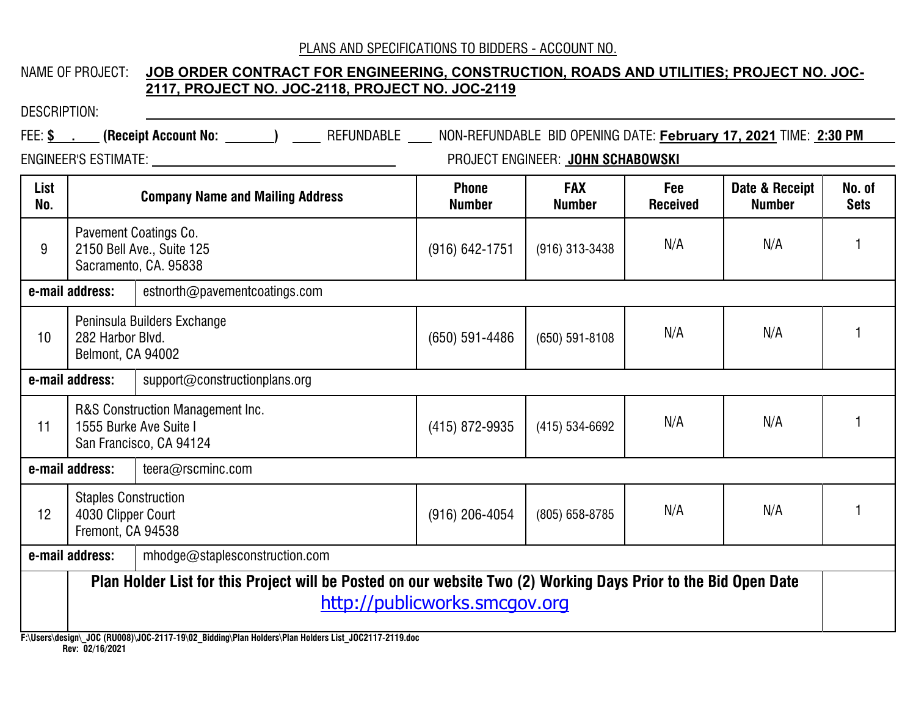PLANS AND SPECIFICATIONS TO BIDDERS - ACCOUNT NO.

NAME OF PROJECT: **JOB ORDER CONTRACT FOR ENGINEERING, CONSTRUCTION, ROADS AND UTILITIES; PROJECT NO. JOC-2117, PROJECT NO. JOC-2118, PROJECT NO. JOC-2119**

DESCRIPTION:

FEE: **$ .** **(Receipt Account No: )** ____ REFUNDABLE ____ NON-REFUNDABLE BID OPENING DATE: **February 17, 2021** TIME: **2:30 PM**

ENGINEER'S ESTIMATE: PROJECT ENGINEER: **JOHN SCHABOWSKI**

| List No. | Company Name and Mailing Address | Phone Number | FAX Number | Fee Received | Date & Receipt Number | No. of Sets |
|---|---|---|---|---|---|---|
| 9 | Pavement Coatings Co.<br>2150 Bell Ave., Suite 125<br>Sacramento, CA. 95838 | (916) 642-1751 | (916) 313-3438 | N/A | N/A | 1 |
| **e-mail address:** | estnorth@pavementcoatings.com | | | | | |
| 10 | Peninsula Builders Exchange<br>282 Harbor Blvd.<br>Belmont, CA 94002 | (650) 591-4486 | (650) 591-8108 | N/A | N/A | 1 |
| **e-mail address:** | support@constructionplans.org | | | | | |
| 11 | R&S Construction Management Inc.<br>1555 Burke Ave Suite I<br>San Francisco, CA 94124 | (415) 872-9935 | (415) 534-6692 | N/A | N/A | 1 |
| **e-mail address:** | teera@rscminc.com | | | | | |
| 12 | Staples Construction<br>4030 Clipper Court<br>Fremont, CA 94538 | (916) 206-4054 | (805) 658-8785 | N/A | N/A | 1 |
| **e-mail address:** | mhodge@staplesconstruction.com | | | | | |

**Plan Holder List for this Project will be Posted on our website Two (2) Working Days Prior to the Bid Open Date**
http://publicworks.smcgov.org

F:\Users\design\_JOC (RU008)\JOC-2117-19\02_Bidding\Plan Holders\Plan Holders List_JOC2117-2119.doc
Rev: 02/16/2021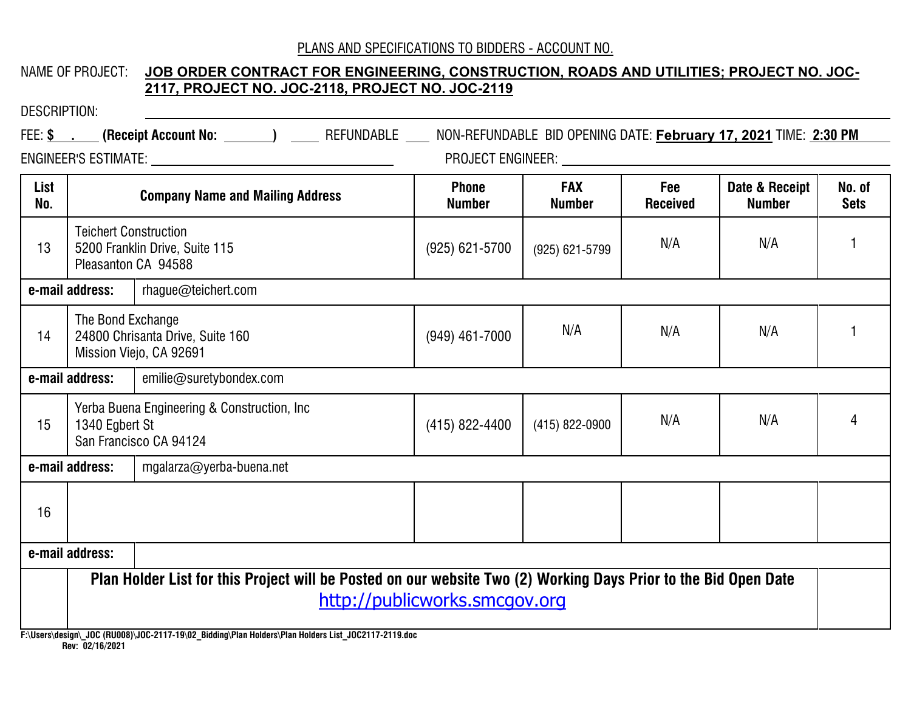PLANS AND SPECIFICATIONS TO BIDDERS - ACCOUNT NO.

NAME OF PROJECT: **JOB ORDER CONTRACT FOR ENGINEERING, CONSTRUCTION, ROADS AND UTILITIES; PROJECT NO. JOC-2117, PROJECT NO. JOC-2118, PROJECT NO. JOC-2119**

DESCRIPTION:

FEE: **$ .** **(Receipt Account No: )** ____ REFUNDABLE ____ NON-REFUNDABLE BID OPENING DATE: **February 17, 2021** TIME: **2:30 PM**

ENGINEER'S ESTIMATE: PROJECT ENGINEER:

| List No. | Company Name and Mailing Address | Phone Number | FAX Number | Fee Received | Date & Receipt Number | No. of Sets |
|---|---|---|---|---|---|---|
| 13 | Teichert Construction<br>5200 Franklin Drive, Suite 115<br>Pleasanton CA 94588 | (925) 621-5700 | (925) 621-5799 | N/A | N/A | 1 |
| **e-mail address:** | rhague@teichert.com | | | | | |
| 14 | The Bond Exchange<br>24800 Chrisanta Drive, Suite 160<br>Mission Viejo, CA 92691 | (949) 461-7000 | N/A | N/A | N/A | 1 |
| **e-mail address:** | emilie@suretybondex.com | | | | | |
| 15 | Yerba Buena Engineering & Construction, Inc<br>1340 Egbert St<br>San Francisco CA 94124 | (415) 822-4400 | (415) 822-0900 | N/A | N/A | 4 |
| **e-mail address:** | mgalarza@yerba-buena.net | | | | | |
| 16 | | | | | | |
| **e-mail address:** | | | | | | |
| | **Plan Holder List for this Project will be Posted on our website Two (2) Working Days Prior to the Bid Open Date**<br>http://publicworks.smcgov.org | | | | | |

F:\Users\design\_JOC (RU008)\JOC-2117-19\02_Bidding\Plan Holders\Plan Holders List_JOC2117-2119.doc
Rev: 02/16/2021